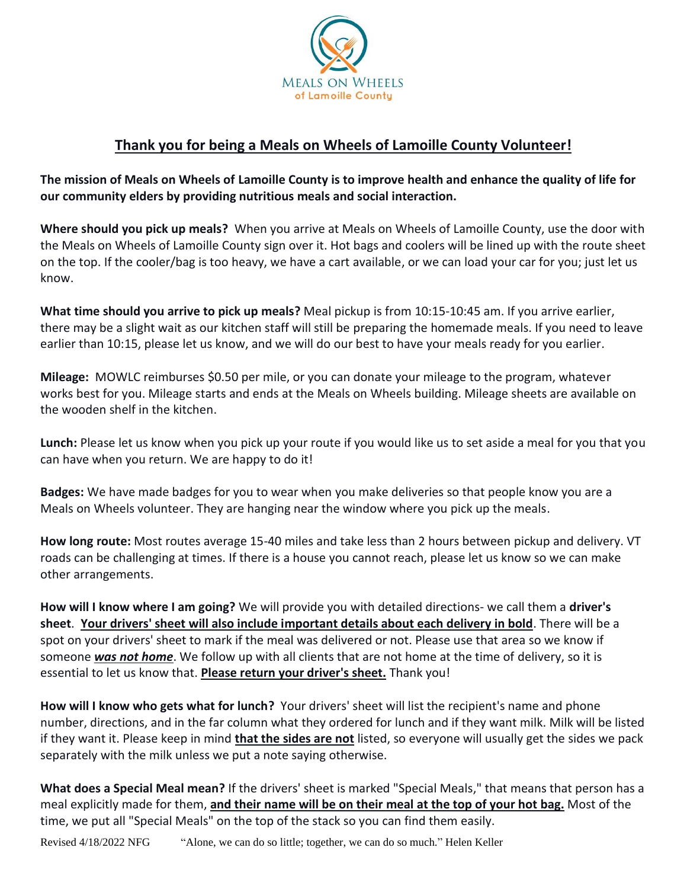# Thank you for being a Meals on Wheels of Lamoille County Volunteer!

**The mission of Meals on Wheels of Lamoille County is to improve health and enhance the quality of life for our community elders by providing nutritious meals and social interaction.**

**Where should you pick up meals?** When you arrive at Meals on Wheels of Lamoille County, use the door with the Meals on Wheels of Lamoille County sign over it. Hot bags and coolers will be lined up with the route sheet on the top. If the cooler/bag is too heavy, we have a cart available, or we can load your car for you; just let us know.

**What time should you arrive to pick up meals?** Meal pickup is from 10:15-10:45 am. If you arrive earlier, there may be a slight wait as our kitchen staff will still be preparing the homemade meals. If you need to leave earlier than 10:15, please let us know, and we will do our best to have your meals ready for you earlier.

**Mileage:** MOWLC reimburses $0.50 per mile, or you can donate your mileage to the program, whatever works best for you. Mileage starts and ends at the Meals on Wheels building. Mileage sheets are available on the wooden shelf in the kitchen.

**Lunch:** Please let us know when you pick up your route if you would like us to set aside a meal for you that you can have when you return. We are happy to do it!

**Badges:** We have made badges for you to wear when you make deliveries so that people know you are a Meals on Wheels volunteer. They are hanging near the window where you pick up the meals.

**How long route:** Most routes average 15-40 miles and take less than 2 hours between pickup and delivery. VT roads can be challenging at times. If there is a house you cannot reach, please let us know so we can make other arrangements.

**How will I know where I am going?** We will provide you with detailed directions- we call them a **driver's sheet**. **Your drivers' sheet will also include important details about each delivery in bold**. There will be a spot on your drivers' sheet to mark if the meal was delivered or not. Please use that area so we know if someone ***was not home***. We follow up with all clients that are not home at the time of delivery, so it is essential to let us know that. **Please return your driver's sheet.** Thank you!

**How will I know who gets what for lunch?** Your drivers' sheet will list the recipient's name and phone number, directions, and in the far column what they ordered for lunch and if they want milk. Milk will be listed if they want it. Please keep in mind **that the sides are not** listed, so everyone will usually get the sides we pack separately with the milk unless we put a note saying otherwise.

**What does a Special Meal mean?** If the drivers' sheet is marked "Special Meals," that means that person has a meal explicitly made for them, **and their name will be on their meal at the top of your hot bag.** Most of the time, we put all "Special Meals" on the top of the stack so you can find them easily.

Revised 4/18/2022 NFG "Alone, we can do so little; together, we can do so much." Helen Keller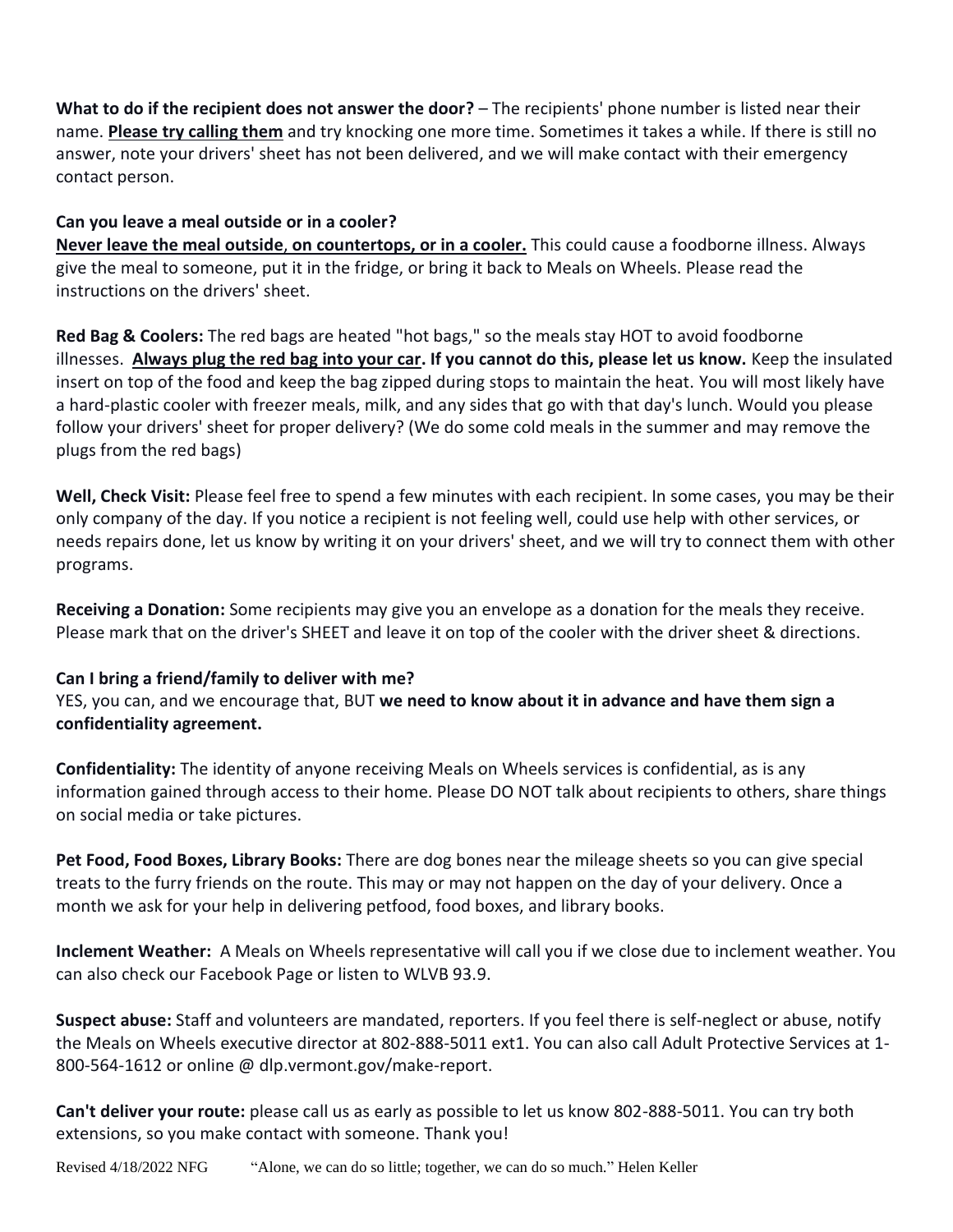**What to do if the recipient does not answer the door?** – The recipients' phone number is listed near their name. **Please try calling them** and try knocking one more time. Sometimes it takes a while. If there is still no answer, note your drivers' sheet has not been delivered, and we will make contact with their emergency contact person.

**Can you leave a meal outside or in a cooler?**
**Never leave the meal outside, on countertops, or in a cooler.** This could cause a foodborne illness. Always give the meal to someone, put it in the fridge, or bring it back to Meals on Wheels. Please read the instructions on the drivers' sheet.

**Red Bag & Coolers:** The red bags are heated "hot bags," so the meals stay HOT to avoid foodborne illnesses. **Always plug the red bag into your car. If you cannot do this, please let us know.** Keep the insulated insert on top of the food and keep the bag zipped during stops to maintain the heat. You will most likely have a hard-plastic cooler with freezer meals, milk, and any sides that go with that day's lunch. Would you please follow your drivers' sheet for proper delivery? (We do some cold meals in the summer and may remove the plugs from the red bags)

**Well, Check Visit:** Please feel free to spend a few minutes with each recipient. In some cases, you may be their only company of the day. If you notice a recipient is not feeling well, could use help with other services, or needs repairs done, let us know by writing it on your drivers' sheet, and we will try to connect them with other programs.

**Receiving a Donation:** Some recipients may give you an envelope as a donation for the meals they receive. Please mark that on the driver's SHEET and leave it on top of the cooler with the driver sheet & directions.

**Can I bring a friend/family to deliver with me?**
YES, you can, and we encourage that, BUT **we need to know about it in advance and have them sign a confidentiality agreement.**

**Confidentiality:** The identity of anyone receiving Meals on Wheels services is confidential, as is any information gained through access to their home. Please DO NOT talk about recipients to others, share things on social media or take pictures.

**Pet Food, Food Boxes, Library Books:** There are dog bones near the mileage sheets so you can give special treats to the furry friends on the route. This may or may not happen on the day of your delivery. Once a month we ask for your help in delivering petfood, food boxes, and library books.

**Inclement Weather:** A Meals on Wheels representative will call you if we close due to inclement weather. You can also check our Facebook Page or listen to WLVB 93.9.

**Suspect abuse:** Staff and volunteers are mandated, reporters. If you feel there is self-neglect or abuse, notify the Meals on Wheels executive director at 802-888-5011 ext1. You can also call Adult Protective Services at 1-800-564-1612 or online @ dlp.vermont.gov/make-report.

**Can't deliver your route:** please call us as early as possible to let us know 802-888-5011. You can try both extensions, so you make contact with someone. Thank you!

Revised 4/18/2022 NFG "Alone, we can do so little; together, we can do so much." Helen Keller